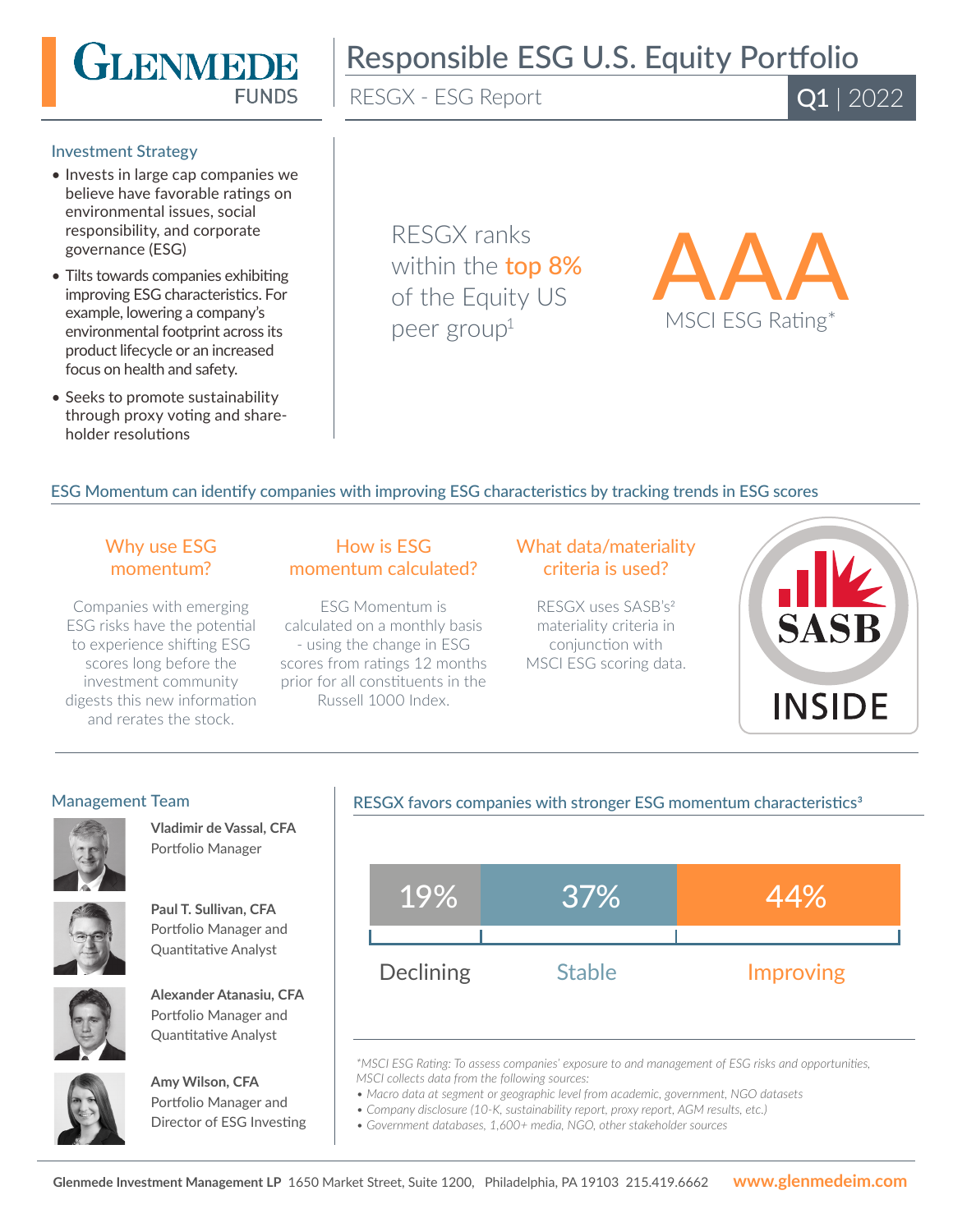# Glenmede Funds

# Responsible ESG U.S. Equity Portfolio

RESGX - ESG Report

**Q1** | 2022

## Investment Strategy

- Invests in large cap companies we believe have favorable ratings on environmental issues, social responsibility, and corporate governance (ESG)
- Tilts towards companies exhibiting improving ESG characteristics. For example, lowering a company's environmental footprint across its product lifecycle or an increased focus on health and safety.
- Seeks to promote sustainability through proxy voting and share-holder resolutions

RESGX ranks within the **top 8%** of the Equity US peer group[1]

**AAA**

MSCI ESG Rating*

## ESG Momentum can identify companies with improving ESG characteristics by tracking trends in ESG scores

### Why use ESG momentum?

Companies with emerging ESG risks have the potential to experience shifting ESG scores long before the investment community digests this new information and rerates the stock.

### How is ESG momentum calculated?

ESG Momentum is calculated on a monthly basis - using the change in ESG scores from ratings 12 months prior for all constituents in the Russell 1000 Index.

### What data/materiality criteria is used?

RESGX uses SASB's[2] materiality criteria in conjunction with MSCI ESG scoring data.

SASB INSIDE

## Management Team

**Vladimir de Vassal, CFA**
Portfolio Manager

**Paul T. Sullivan, CFA**
Portfolio Manager and Quantitative Analyst

**Alexander Atanasiu, CFA**
Portfolio Manager and Quantitative Analyst

**Amy Wilson, CFA**
Portfolio Manager and Director of ESG Investing

## RESGX favors companies with stronger ESG momentum characteristics[3]

| Declining | Stable | Improving |
|---|---|---|
| 19% | 37% | 44% |

*\*MSCI ESG Rating: To assess companies' exposure to and management of ESG risks and opportunities, MSCI collects data from the following sources:*

- *Macro data at segment or geographic level from academic, government, NGO datasets*
- *Company disclosure (10-K, sustainability report, proxy report, AGM results, etc.)*
- *Government databases, 1,600+ media, NGO, other stakeholder sources*

**Glenmede Investment Management LP** 1650 Market Street, Suite 1200, Philadelphia, PA 19103 215.419.6662 **www.glenmedeim.com**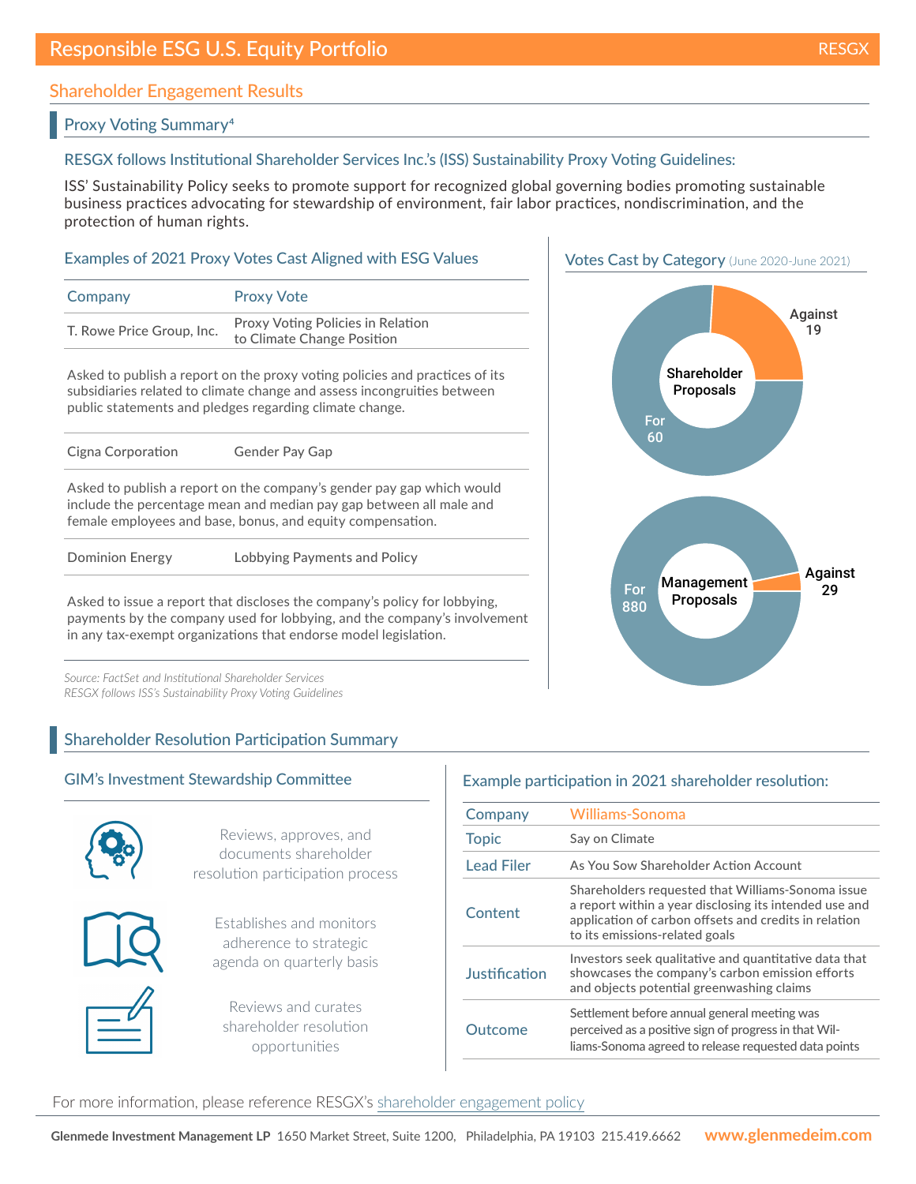# Responsible ESG U.S. Equity Portfolio

RESGX

## Shareholder Engagement Results

### Proxy Voting Summary[4]

RESGX follows Institutional Shareholder Services Inc.'s (ISS) Sustainability Proxy Voting Guidelines:

ISS' Sustainability Policy seeks to promote support for recognized global governing bodies promoting sustainable business practices advocating for stewardship of environment, fair labor practices, nondiscrimination, and the protection of human rights.

#### Examples of 2021 Proxy Votes Cast Aligned with ESG Values

| Company | Proxy Vote |
|---|---|
| T. Rowe Price Group, Inc. | Proxy Voting Policies in Relation to Climate Change Position |
| Asked to publish a report on the proxy voting policies and practices of its subsidiaries related to climate change and assess incongruities between public statements and pledges regarding climate change. | |
| Cigna Corporation | Gender Pay Gap |
| Asked to publish a report on the company's gender pay gap which would include the percentage mean and median pay gap between all male and female employees and base, bonus, and equity compensation. | |
| Dominion Energy | Lobbying Payments and Policy |
| Asked to issue a report that discloses the company's policy for lobbying, payments by the company used for lobbying, and the company's involvement in any tax-exempt organizations that endorse model legislation. | |

*Source: FactSet and Institutional Shareholder Services*
*RESGX follows ISS's Sustainability Proxy Voting Guidelines*

#### Votes Cast by Category (June 2020-June 2021)

| Category | For | Against |
|---|---|---|
| Shareholder Proposals | 60 | 19 |
| Management Proposals | 880 | 29 |

### Shareholder Resolution Participation Summary

#### GIM's Investment Stewardship Committee

- Reviews, approves, and documents shareholder resolution participation process
- Establishes and monitors adherence to strategic agenda on quarterly basis
- Reviews and curates shareholder resolution opportunities

#### Example participation in 2021 shareholder resolution:

| | |
|---|---|
| Company | Williams-Sonoma |
| Topic | Say on Climate |
| Lead Filer | As You Sow Shareholder Action Account |
| Content | Shareholders requested that Williams-Sonoma issue a report within a year disclosing its intended use and application of carbon offsets and credits in relation to its emissions-related goals |
| Justification | Investors seek qualitative and quantitative data that showcases the company's carbon emission efforts and objects potential greenwashing claims |
| Outcome | Settlement before annual general meeting was perceived as a positive sign of progress in that Williams-Sonoma agreed to release requested data points |

For more information, please reference RESGX's shareholder engagement policy

**Glenmede Investment Management LP** 1650 Market Street, Suite 1200, Philadelphia, PA 19103 215.419.6662 **www.glenmedeim.com**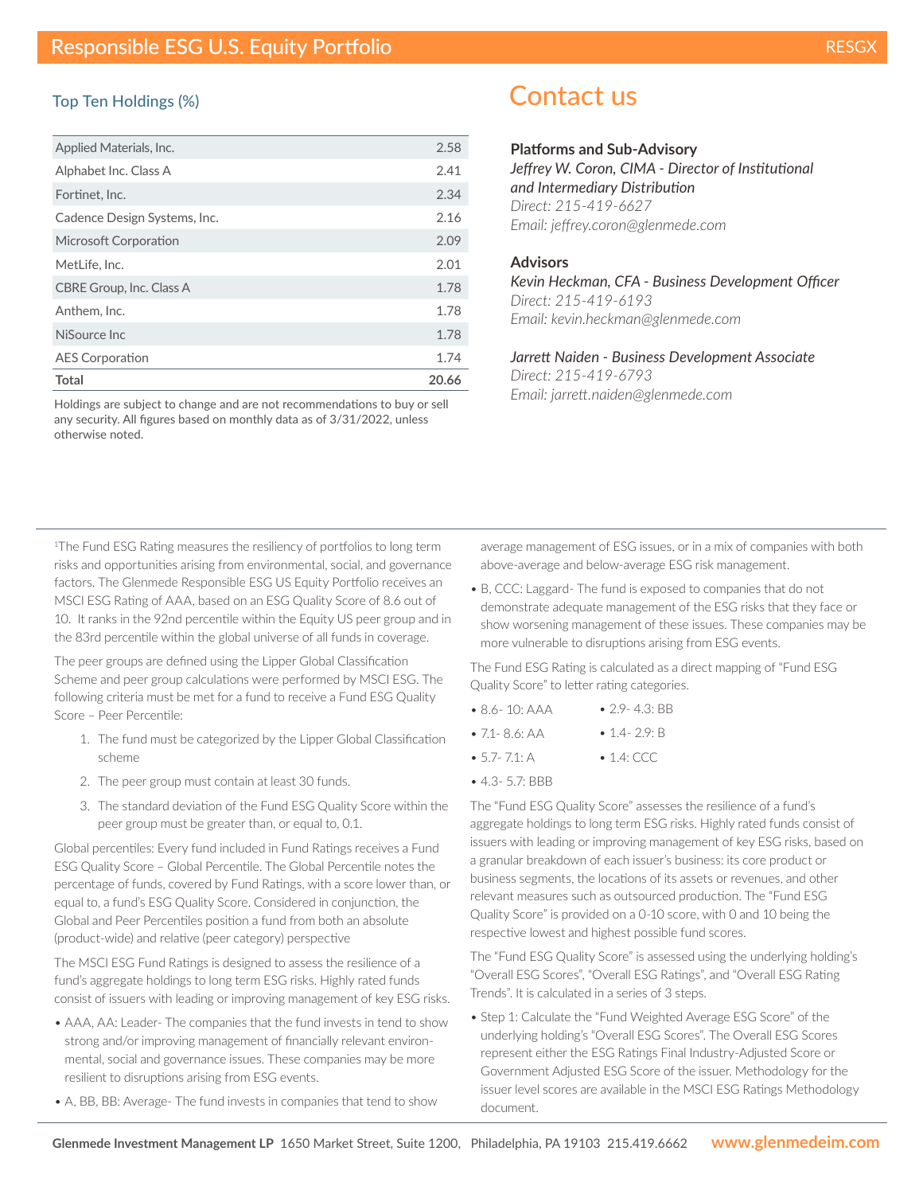# Responsible ESG U.S. Equity Portfolio

RESGX

## Top Ten Holdings (%)

| Holding | % |
|---|---|
| Applied Materials, Inc. | 2.58 |
| Alphabet Inc. Class A | 2.41 |
| Fortinet, Inc. | 2.34 |
| Cadence Design Systems, Inc. | 2.16 |
| Microsoft Corporation | 2.09 |
| MetLife, Inc. | 2.01 |
| CBRE Group, Inc. Class A | 1.78 |
| Anthem, Inc. | 1.78 |
| NiSource Inc | 1.78 |
| AES Corporation | 1.74 |
| **Total** | **20.66** |

Holdings are subject to change and are not recommendations to buy or sell any security. All figures based on monthly data as of 3/31/2022, unless otherwise noted.

# Contact us

**Platforms and Sub-Advisory**

*Jeffrey W. Coron, CIMA - Director of Institutional and Intermediary Distribution*
*Direct: 215-419-6627*
*Email: jeffrey.coron@glenmede.com*

**Advisors**

*Kevin Heckman, CFA - Business Development Officer*
*Direct: 215-419-6193*
*Email: kevin.heckman@glenmede.com*

*Jarrett Naiden - Business Development Associate*
*Direct: 215-419-6793*
*Email: jarrett.naiden@glenmede.com*

---

[1]The Fund ESG Rating measures the resiliency of portfolios to long term risks and opportunities arising from environmental, social, and governance factors. The Glenmede Responsible ESG US Equity Portfolio receives an MSCI ESG Rating of AAA, based on an ESG Quality Score of 8.6 out of 10. It ranks in the 92nd percentile within the Equity US peer group and in the 83rd percentile within the global universe of all funds in coverage.

The peer groups are defined using the Lipper Global Classification Scheme and peer group calculations were performed by MSCI ESG. The following criteria must be met for a fund to receive a Fund ESG Quality Score – Peer Percentile:

1. The fund must be categorized by the Lipper Global Classification scheme
2. The peer group must contain at least 30 funds.
3. The standard deviation of the Fund ESG Quality Score within the peer group must be greater than, or equal to, 0.1.

Global percentiles: Every fund included in Fund Ratings receives a Fund ESG Quality Score – Global Percentile. The Global Percentile notes the percentage of funds, covered by Fund Ratings, with a score lower than, or equal to, a fund's ESG Quality Score. Considered in conjunction, the Global and Peer Percentiles position a fund from both an absolute (product-wide) and relative (peer category) perspective

The MSCI ESG Fund Ratings is designed to assess the resilience of a fund's aggregate holdings to long term ESG risks. Highly rated funds consist of issuers with leading or improving management of key ESG risks.

- AAA, AA: Leader- The companies that the fund invests in tend to show strong and/or improving management of financially relevant environmental, social and governance issues. These companies may be more resilient to disruptions arising from ESG events.
- A, BB, BB: Average- The fund invests in companies that tend to show average management of ESG issues, or in a mix of companies with both above-average and below-average ESG risk management.
- B, CCC: Laggard- The fund is exposed to companies that do not demonstrate adequate management of the ESG risks that they face or show worsening management of these issues. These companies may be more vulnerable to disruptions arising from ESG events.

The Fund ESG Rating is calculated as a direct mapping of "Fund ESG Quality Score" to letter rating categories.

- 8.6- 10: AAA
- 7.1- 8.6: AA
- 5.7- 7.1: A
- 4.3- 5.7: BBB
- 2.9- 4.3: BB
- 1.4- 2.9: B
- 1.4: CCC

The "Fund ESG Quality Score" assesses the resilience of a fund's aggregate holdings to long term ESG risks. Highly rated funds consist of issuers with leading or improving management of key ESG risks, based on a granular breakdown of each issuer's business: its core product or business segments, the locations of its assets or revenues, and other relevant measures such as outsourced production. The "Fund ESG Quality Score" is provided on a 0-10 score, with 0 and 10 being the respective lowest and highest possible fund scores.

The "Fund ESG Quality Score" is assessed using the underlying holding's "Overall ESG Scores", "Overall ESG Ratings", and "Overall ESG Rating Trends". It is calculated in a series of 3 steps.

- Step 1: Calculate the "Fund Weighted Average ESG Score" of the underlying holding's "Overall ESG Scores". The Overall ESG Scores represent either the ESG Ratings Final Industry-Adjusted Score or Government Adjusted ESG Score of the issuer. Methodology for the issuer level scores are available in the MSCI ESG Ratings Methodology document.

**Glenmede Investment Management LP** 1650 Market Street, Suite 1200, Philadelphia, PA 19103 215.419.6662 **www.glenmedeim.com**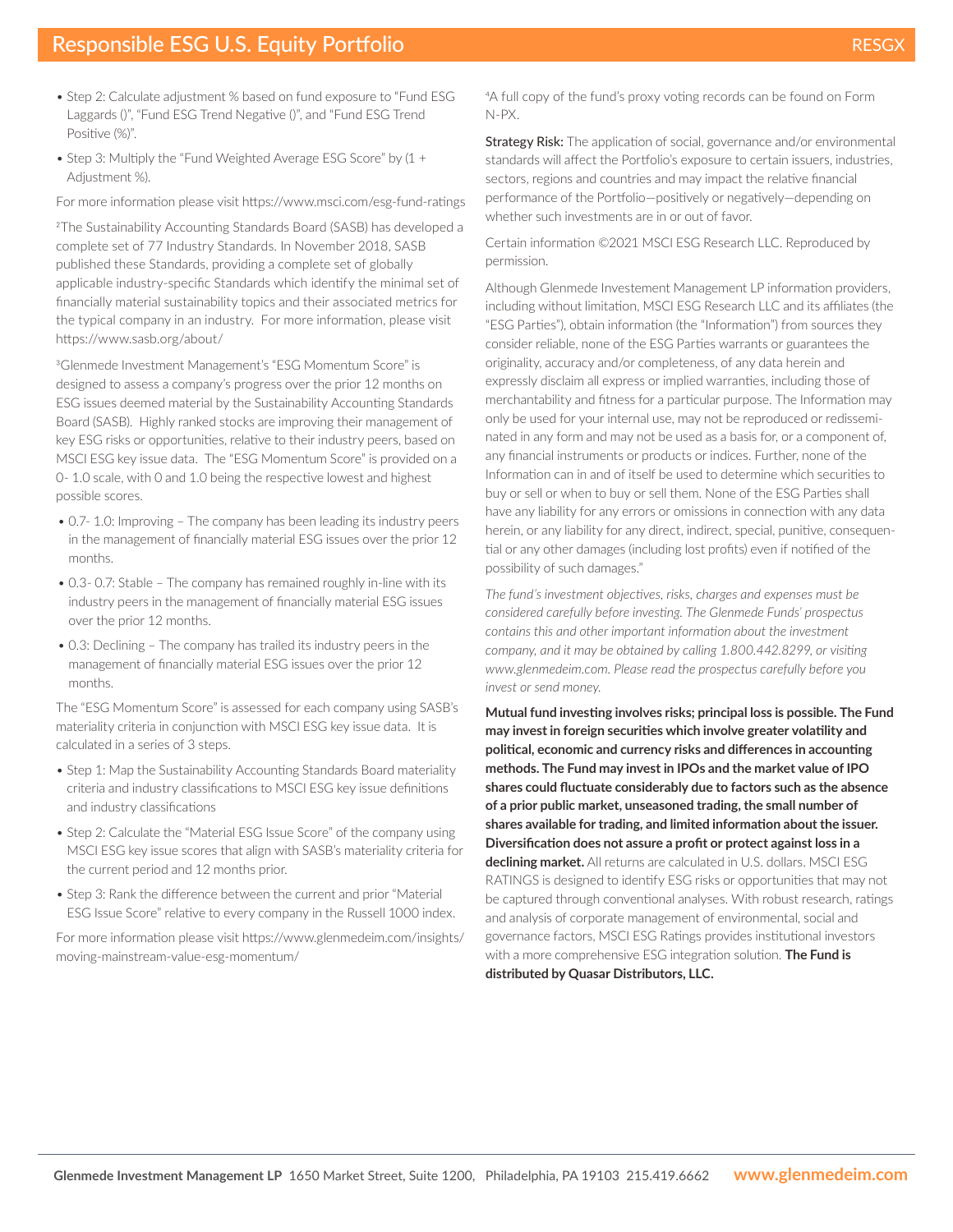- Step 2: Calculate adjustment % based on fund exposure to "Fund ESG Laggards ()", "Fund ESG Trend Negative ()", and "Fund ESG Trend Positive (%)".
- Step 3: Multiply the "Fund Weighted Average ESG Score" by (1 + Adjustment %).

For more information please visit https://www.msci.com/esg-fund-ratings

[2]The Sustainability Accounting Standards Board (SASB) has developed a complete set of 77 Industry Standards. In November 2018, SASB published these Standards, providing a complete set of globally applicable industry-specific Standards which identify the minimal set of financially material sustainability topics and their associated metrics for the typical company in an industry. For more information, please visit https://www.sasb.org/about/

[3]Glenmede Investment Management's "ESG Momentum Score" is designed to assess a company's progress over the prior 12 months on ESG issues deemed material by the Sustainability Accounting Standards Board (SASB). Highly ranked stocks are improving their management of key ESG risks or opportunities, relative to their industry peers, based on MSCI ESG key issue data. The "ESG Momentum Score" is provided on a 0- 1.0 scale, with 0 and 1.0 being the respective lowest and highest possible scores.

- 0.7- 1.0: Improving – The company has been leading its industry peers in the management of financially material ESG issues over the prior 12 months.
- 0.3- 0.7: Stable – The company has remained roughly in-line with its industry peers in the management of financially material ESG issues over the prior 12 months.
- 0.3: Declining – The company has trailed its industry peers in the management of financially material ESG issues over the prior 12 months.

The "ESG Momentum Score" is assessed for each company using SASB's materiality criteria in conjunction with MSCI ESG key issue data. It is calculated in a series of 3 steps.

- Step 1: Map the Sustainability Accounting Standards Board materiality criteria and industry classifications to MSCI ESG key issue definitions and industry classifications
- Step 2: Calculate the "Material ESG Issue Score" of the company using MSCI ESG key issue scores that align with SASB's materiality criteria for the current period and 12 months prior.
- Step 3: Rank the difference between the current and prior "Material ESG Issue Score" relative to every company in the Russell 1000 index.

For more information please visit https://www.glenmedeim.com/insights/moving-mainstream-value-esg-momentum/

[4]A full copy of the fund's proxy voting records can be found on Form N-PX.

**Strategy Risk:** The application of social, governance and/or environmental standards will affect the Portfolio's exposure to certain issuers, industries, sectors, regions and countries and may impact the relative financial performance of the Portfolio—positively or negatively—depending on whether such investments are in or out of favor.

Certain information ©2021 MSCI ESG Research LLC. Reproduced by permission.

Although Glenmede Investement Management LP information providers, including without limitation, MSCI ESG Research LLC and its affiliates (the "ESG Parties"), obtain information (the "Information") from sources they consider reliable, none of the ESG Parties warrants or guarantees the originality, accuracy and/or completeness, of any data herein and expressly disclaim all express or implied warranties, including those of merchantability and fitness for a particular purpose. The Information may only be used for your internal use, may not be reproduced or redisseminated in any form and may not be used as a basis for, or a component of, any financial instruments or products or indices. Further, none of the Information can in and of itself be used to determine which securities to buy or sell or when to buy or sell them. None of the ESG Parties shall have any liability for any errors or omissions in connection with any data herein, or any liability for any direct, indirect, special, punitive, consequential or any other damages (including lost profits) even if notified of the possibility of such damages."

*The fund's investment objectives, risks, charges and expenses must be considered carefully before investing. The Glenmede Funds' prospectus contains this and other important information about the investment company, and it may be obtained by calling 1.800.442.8299, or visiting www.glenmedeim.com. Please read the prospectus carefully before you invest or send money.*

**Mutual fund investing involves risks; principal loss is possible. The Fund may invest in foreign securities which involve greater volatility and political, economic and currency risks and differences in accounting methods. The Fund may invest in IPOs and the market value of IPO shares could fluctuate considerably due to factors such as the absence of a prior public market, unseasoned trading, the small number of shares available for trading, and limited information about the issuer. Diversification does not assure a profit or protect against loss in a declining market.** All returns are calculated in U.S. dollars. MSCI ESG RATINGS is designed to identify ESG risks or opportunities that may not be captured through conventional analyses. With robust research, ratings and analysis of corporate management of environmental, social and governance factors, MSCI ESG Ratings provides institutional investors with a more comprehensive ESG integration solution. **The Fund is distributed by Quasar Distributors, LLC.**